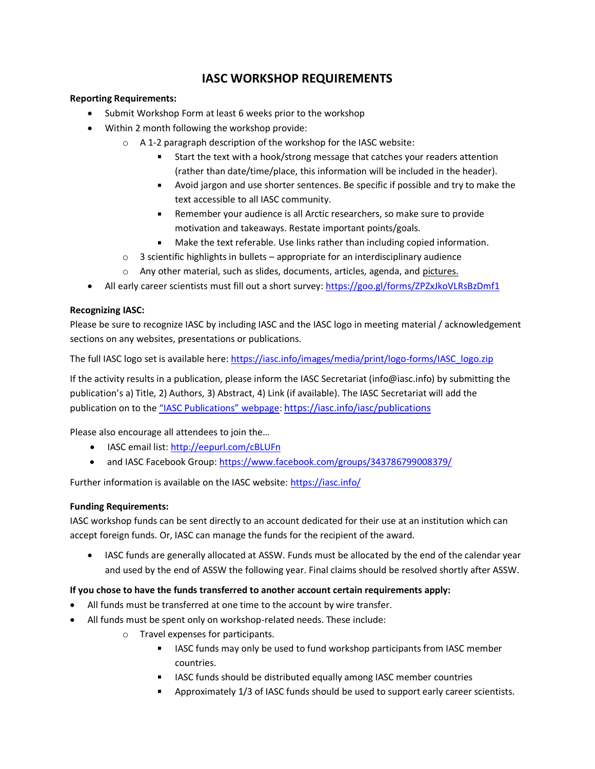# IASC WORKSHOP REQUIREMENTS

**Reporting Requirements:**

- Submit Workshop Form at least 6 weeks prior to the workshop
- Within 2 month following the workshop provide:
    - A 1-2 paragraph description of the workshop for the IASC website:
        - Start the text with a hook/strong message that catches your readers attention (rather than date/time/place, this information will be included in the header).
        - Avoid jargon and use shorter sentences. Be specific if possible and try to make the text accessible to all IASC community.
        - Remember your audience is all Arctic researchers, so make sure to provide motivation and takeaways. Restate important points/goals.
        - Make the text referable. Use links rather than including copied information.
    - 3 scientific highlights in bullets – appropriate for an interdisciplinary audience
    - Any other material, such as slides, documents, articles, agenda, and pictures.
- All early career scientists must fill out a short survey: https://goo.gl/forms/ZPZxJkoVLRsBzDmf1

**Recognizing IASC:**

Please be sure to recognize IASC by including IASC and the IASC logo in meeting material / acknowledgement sections on any websites, presentations or publications.

The full IASC logo set is available here: https://iasc.info/images/media/print/logo-forms/IASC_logo.zip

If the activity results in a publication, please inform the IASC Secretariat (info@iasc.info) by submitting the publication's a) Title, 2) Authors, 3) Abstract, 4) Link (if available). The IASC Secretariat will add the publication on to the "IASC Publications" webpage: https://iasc.info/iasc/publications

Please also encourage all attendees to join the…

- IASC email list: http://eepurl.com/cBLUFn
- and IASC Facebook Group: https://www.facebook.com/groups/343786799008379/

Further information is available on the IASC website: https://iasc.info/

**Funding Requirements:**

IASC workshop funds can be sent directly to an account dedicated for their use at an institution which can accept foreign funds. Or, IASC can manage the funds for the recipient of the award.

- IASC funds are generally allocated at ASSW. Funds must be allocated by the end of the calendar year and used by the end of ASSW the following year. Final claims should be resolved shortly after ASSW.

**If you chose to have the funds transferred to another account certain requirements apply:**

- All funds must be transferred at one time to the account by wire transfer.
- All funds must be spent only on workshop-related needs. These include:
    - Travel expenses for participants.
        - IASC funds may only be used to fund workshop participants from IASC member countries.
        - IASC funds should be distributed equally among IASC member countries
        - Approximately 1/3 of IASC funds should be used to support early career scientists.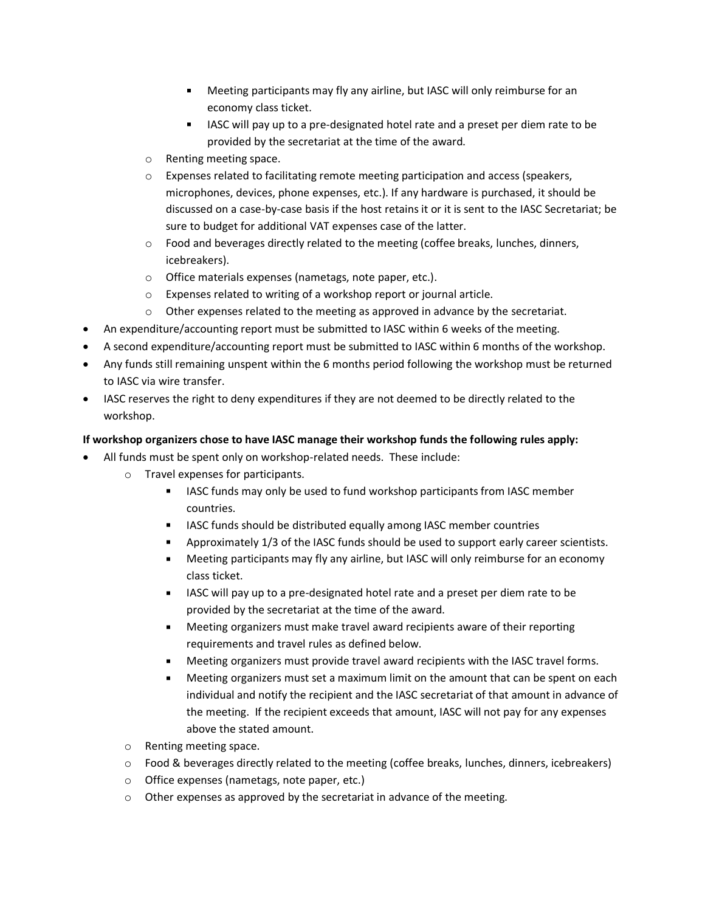- Meeting participants may fly any airline, but IASC will only reimburse for an economy class ticket.
    - IASC will pay up to a pre-designated hotel rate and a preset per diem rate to be provided by the secretariat at the time of the award.
  - Renting meeting space.
  - Expenses related to facilitating remote meeting participation and access (speakers, microphones, devices, phone expenses, etc.). If any hardware is purchased, it should be discussed on a case-by-case basis if the host retains it or it is sent to the IASC Secretariat; be sure to budget for additional VAT expenses case of the latter.
  - Food and beverages directly related to the meeting (coffee breaks, lunches, dinners, icebreakers).
  - Office materials expenses (nametags, note paper, etc.).
  - Expenses related to writing of a workshop report or journal article.
  - Other expenses related to the meeting as approved in advance by the secretariat.
- An expenditure/accounting report must be submitted to IASC within 6 weeks of the meeting.
- A second expenditure/accounting report must be submitted to IASC within 6 months of the workshop.
- Any funds still remaining unspent within the 6 months period following the workshop must be returned to IASC via wire transfer.
- IASC reserves the right to deny expenditures if they are not deemed to be directly related to the workshop.

**If workshop organizers chose to have IASC manage their workshop funds the following rules apply:**

- All funds must be spent only on workshop-related needs. These include:
  - Travel expenses for participants.
    - IASC funds may only be used to fund workshop participants from IASC member countries.
    - IASC funds should be distributed equally among IASC member countries
    - Approximately 1/3 of the IASC funds should be used to support early career scientists.
    - Meeting participants may fly any airline, but IASC will only reimburse for an economy class ticket.
    - IASC will pay up to a pre-designated hotel rate and a preset per diem rate to be provided by the secretariat at the time of the award.
    - Meeting organizers must make travel award recipients aware of their reporting requirements and travel rules as defined below.
    - Meeting organizers must provide travel award recipients with the IASC travel forms.
    - Meeting organizers must set a maximum limit on the amount that can be spent on each individual and notify the recipient and the IASC secretariat of that amount in advance of the meeting. If the recipient exceeds that amount, IASC will not pay for any expenses above the stated amount.
  - Renting meeting space.
  - Food & beverages directly related to the meeting (coffee breaks, lunches, dinners, icebreakers)
  - Office expenses (nametags, note paper, etc.)
  - Other expenses as approved by the secretariat in advance of the meeting.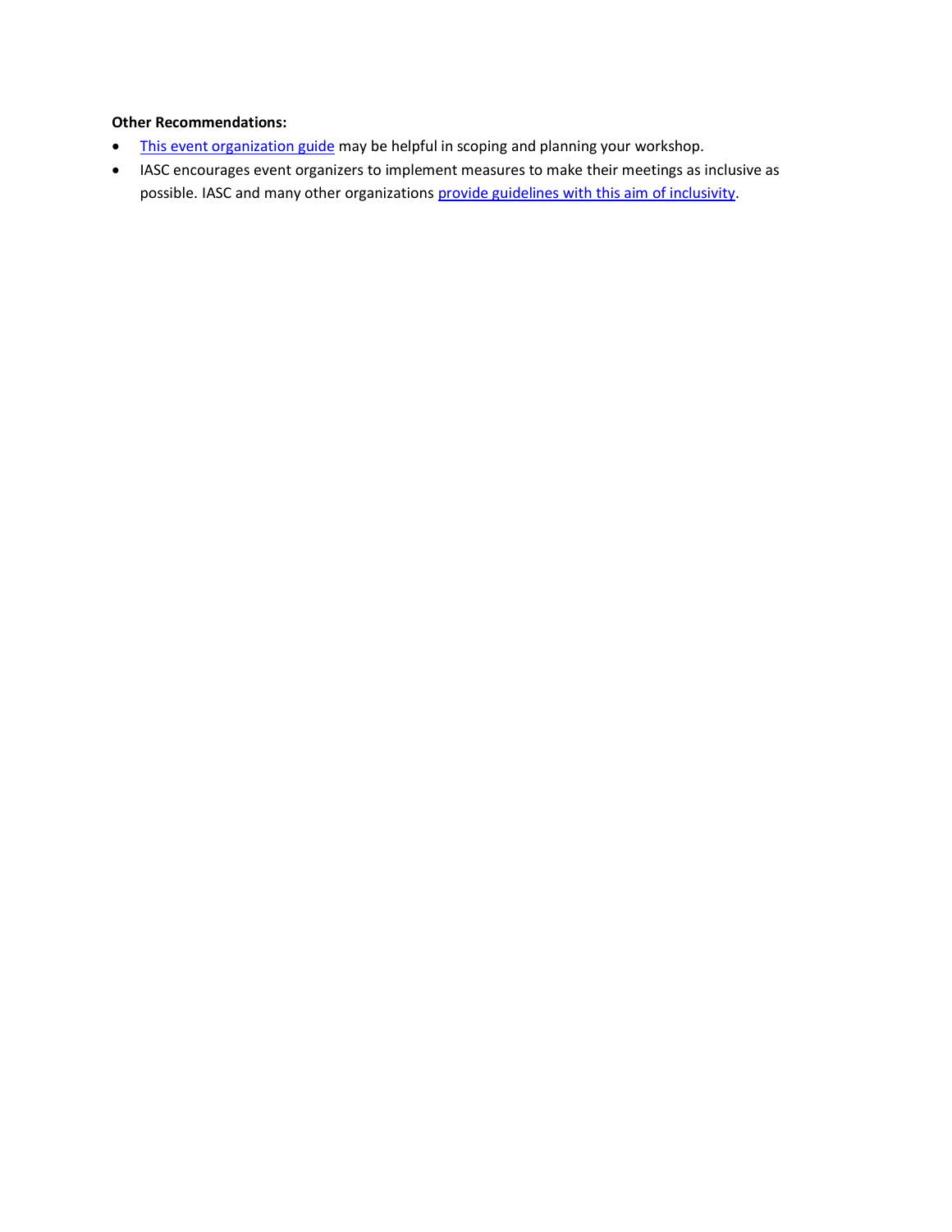**Other Recommendations:**

- This event organization guide may be helpful in scoping and planning your workshop.
- IASC encourages event organizers to implement measures to make their meetings as inclusive as possible. IASC and many other organizations provide guidelines with this aim of inclusivity.